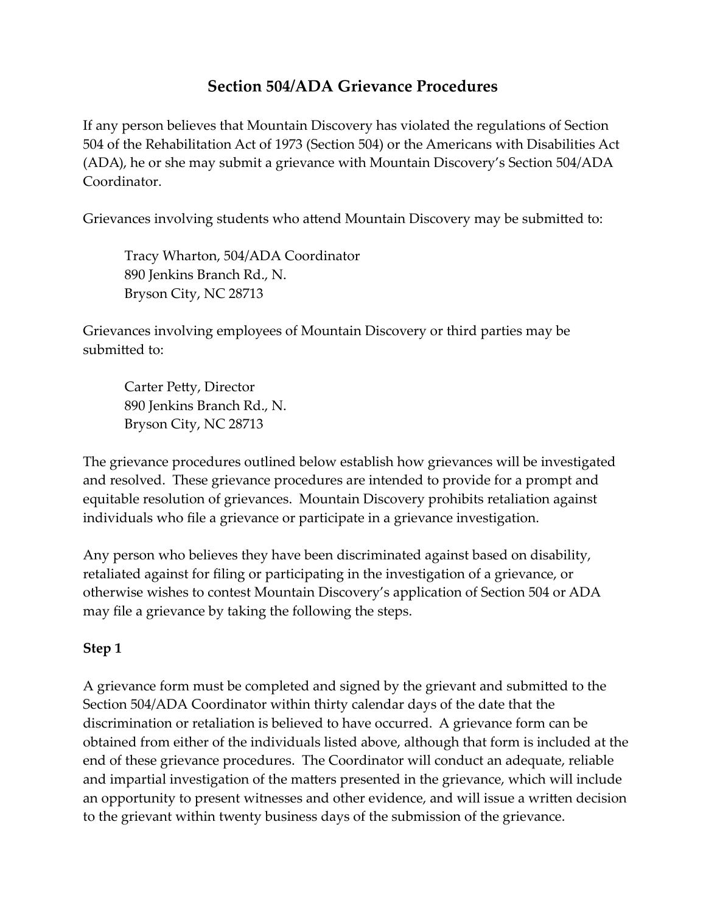# Section 504/ADA Grievance Procedures

If any person believes that Mountain Discovery has violated the regulations of Section 504 of the Rehabilitation Act of 1973 (Section 504) or the Americans with Disabilities Act (ADA), he or she may submit a grievance with Mountain Discovery's Section 504/ADA Coordinator.

Grievances involving students who attend Mountain Discovery may be submitted to:

> Tracy Wharton, 504/ADA Coordinator
> 890 Jenkins Branch Rd., N.
> Bryson City, NC 28713

Grievances involving employees of Mountain Discovery or third parties may be submitted to:

> Carter Petty, Director
> 890 Jenkins Branch Rd., N.
> Bryson City, NC 28713

The grievance procedures outlined below establish how grievances will be investigated and resolved. These grievance procedures are intended to provide for a prompt and equitable resolution of grievances. Mountain Discovery prohibits retaliation against individuals who file a grievance or participate in a grievance investigation.

Any person who believes they have been discriminated against based on disability, retaliated against for filing or participating in the investigation of a grievance, or otherwise wishes to contest Mountain Discovery's application of Section 504 or ADA may file a grievance by taking the following the steps.

**Step 1**

A grievance form must be completed and signed by the grievant and submitted to the Section 504/ADA Coordinator within thirty calendar days of the date that the discrimination or retaliation is believed to have occurred. A grievance form can be obtained from either of the individuals listed above, although that form is included at the end of these grievance procedures. The Coordinator will conduct an adequate, reliable and impartial investigation of the matters presented in the grievance, which will include an opportunity to present witnesses and other evidence, and will issue a written decision to the grievant within twenty business days of the submission of the grievance.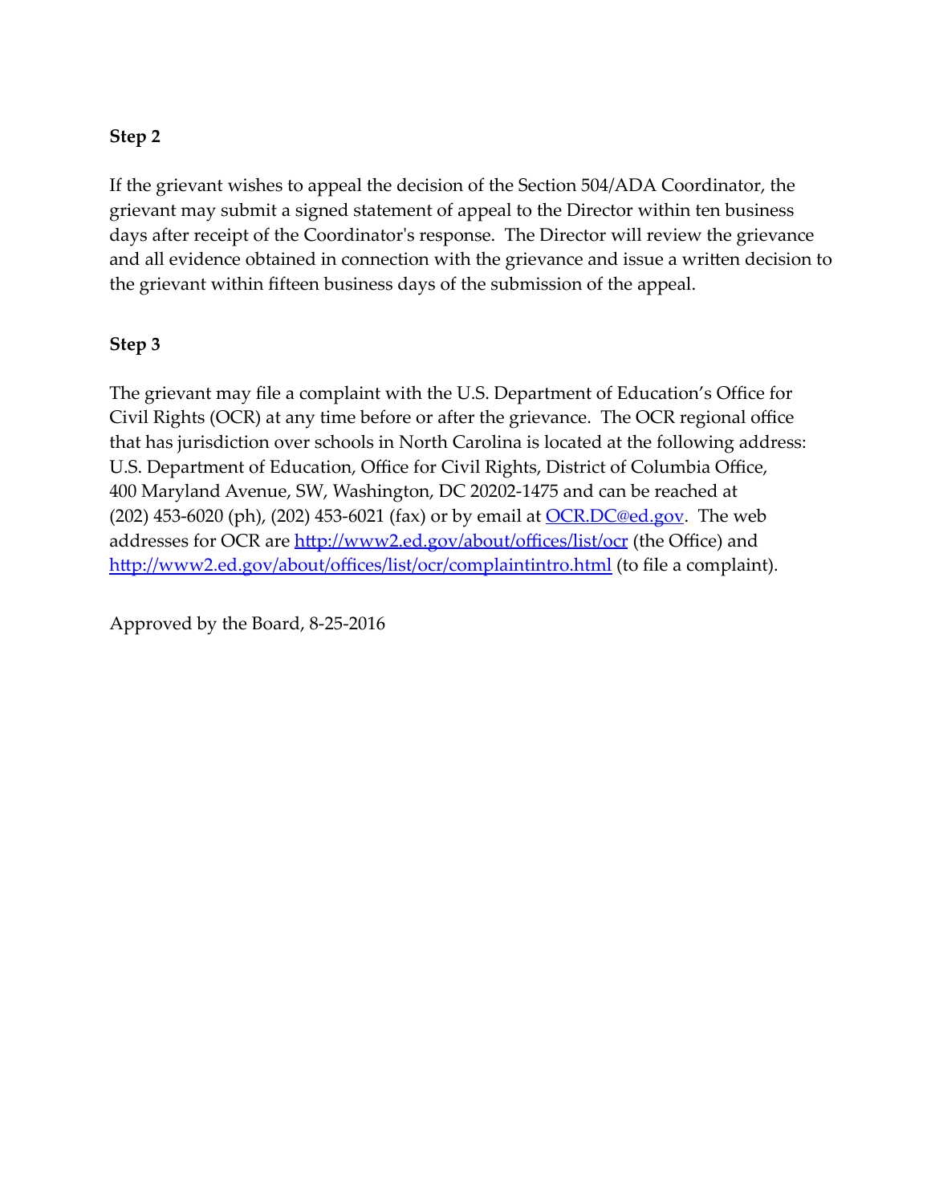**Step 2**

If the grievant wishes to appeal the decision of the Section 504/ADA Coordinator, the grievant may submit a signed statement of appeal to the Director within ten business days after receipt of the Coordinator's response. The Director will review the grievance and all evidence obtained in connection with the grievance and issue a written decision to the grievant within fifteen business days of the submission of the appeal.

**Step 3**

The grievant may file a complaint with the U.S. Department of Education's Office for Civil Rights (OCR) at any time before or after the grievance. The OCR regional office that has jurisdiction over schools in North Carolina is located at the following address: U.S. Department of Education, Office for Civil Rights, District of Columbia Office, 400 Maryland Avenue, SW, Washington, DC 20202-1475 and can be reached at (202) 453-6020 (ph), (202) 453-6021 (fax) or by email at [OCR.DC@ed.gov](mailto:OCR.DC@ed.gov). The web addresses for OCR are [http://www2.ed.gov/about/offices/list/ocr](http://www2.ed.gov/about/offices/list/ocr) (the Office) and [http://www2.ed.gov/about/offices/list/ocr/complaintintro.html](http://www2.ed.gov/about/offices/list/ocr/complaintintro.html) (to file a complaint).

Approved by the Board, 8-25-2016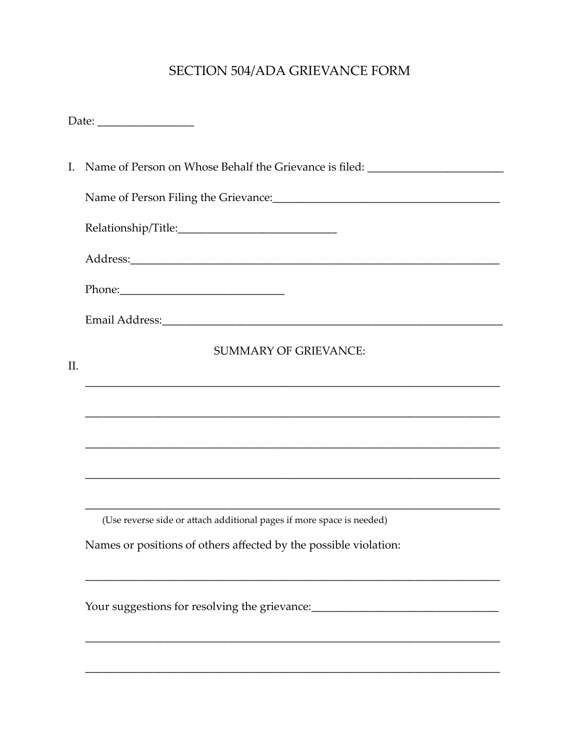# SECTION 504/ADA GRIEVANCE FORM

Date: ________________

I. Name of Person on Whose Behalf the Grievance is filed: _______________________

Name of Person Filing the Grievance:_______________________________________

Relationship/Title:___________________________

Address:_________________________________________________________________

Phone:____________________________

Email Address:____________________________________________________________

SUMMARY OF GRIEVANCE:

II.

________________________________________________________________________

________________________________________________________________________

________________________________________________________________________

________________________________________________________________________

________________________________________________________________________

(Use reverse side or attach additional pages if more space is needed)

Names or positions of others affected by the possible violation:

________________________________________________________________________

Your suggestions for resolving the grievance:_________________________________

________________________________________________________________________

________________________________________________________________________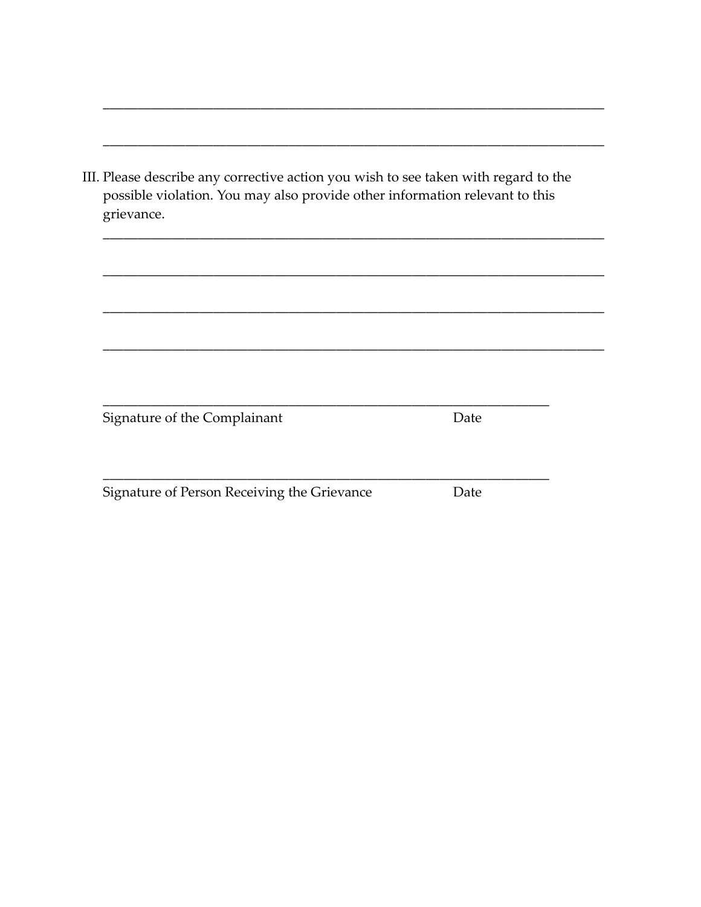\_\_\_\_\_\_\_\_\_\_\_\_\_\_\_\_\_\_\_\_\_\_\_\_\_\_\_\_\_\_\_\_\_\_\_\_\_\_\_\_\_\_\_\_\_\_\_\_\_\_\_\_\_\_\_\_\_\_\_\_\_\_\_\_\_\_\_\_\_\_

\_\_\_\_\_\_\_\_\_\_\_\_\_\_\_\_\_\_\_\_\_\_\_\_\_\_\_\_\_\_\_\_\_\_\_\_\_\_\_\_\_\_\_\_\_\_\_\_\_\_\_\_\_\_\_\_\_\_\_\_\_\_\_\_\_\_\_\_\_\_

III. Please describe any corrective action you wish to see taken with regard to the possible violation. You may also provide other information relevant to this grievance.

\_\_\_\_\_\_\_\_\_\_\_\_\_\_\_\_\_\_\_\_\_\_\_\_\_\_\_\_\_\_\_\_\_\_\_\_\_\_\_\_\_\_\_\_\_\_\_\_\_\_\_\_\_\_\_\_\_\_\_\_\_\_\_\_\_\_\_\_\_\_

\_\_\_\_\_\_\_\_\_\_\_\_\_\_\_\_\_\_\_\_\_\_\_\_\_\_\_\_\_\_\_\_\_\_\_\_\_\_\_\_\_\_\_\_\_\_\_\_\_\_\_\_\_\_\_\_\_\_\_\_\_\_\_\_\_\_\_\_\_\_

\_\_\_\_\_\_\_\_\_\_\_\_\_\_\_\_\_\_\_\_\_\_\_\_\_\_\_\_\_\_\_\_\_\_\_\_\_\_\_\_\_\_\_\_\_\_\_\_\_\_\_\_\_\_\_\_\_\_\_\_\_\_\_\_\_\_\_\_\_\_

\_\_\_\_\_\_\_\_\_\_\_\_\_\_\_\_\_\_\_\_\_\_\_\_\_\_\_\_\_\_\_\_\_\_\_\_\_\_\_\_\_\_\_\_\_\_\_\_\_\_\_\_\_\_\_\_\_\_\_\_\_\_\_\_\_\_\_\_\_\_

\_\_\_\_\_\_\_\_\_\_\_\_\_\_\_\_\_\_\_\_\_\_\_\_\_\_\_\_\_\_\_\_\_\_\_\_\_\_\_\_\_\_\_\_\_\_\_\_\_\_\_\_\_\_\_\_\_\_\_\_\_\_\_\_

Signature of the Complainant Date

\_\_\_\_\_\_\_\_\_\_\_\_\_\_\_\_\_\_\_\_\_\_\_\_\_\_\_\_\_\_\_\_\_\_\_\_\_\_\_\_\_\_\_\_\_\_\_\_\_\_\_\_\_\_\_\_\_\_\_\_\_\_\_\_

Signature of Person Receiving the Grievance Date